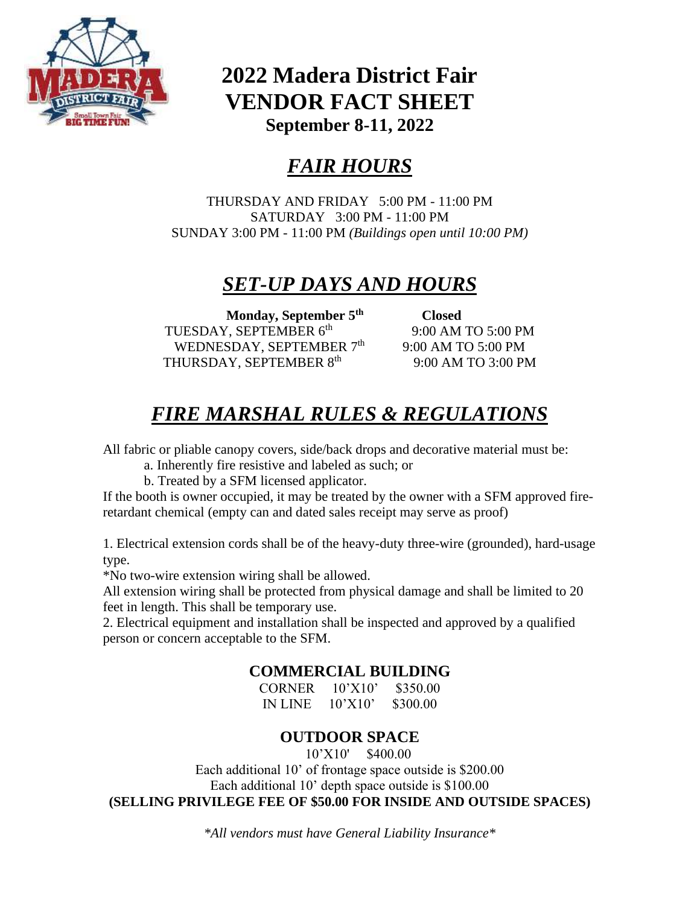# 2022 Madera District Fair
# VENDOR FACT SHEET
### September 8-11, 2022

## *FAIR HOURS*

THURSDAY AND FRIDAY 5:00 PM - 11:00 PM
SATURDAY 3:00 PM - 11:00 PM
SUNDAY 3:00 PM - 11:00 PM *(Buildings open until 10:00 PM)*

## *SET-UP DAYS AND HOURS*

| | |
|---|---|
| **Monday, September 5th** | **Closed** |
| TUESDAY, SEPTEMBER 6th | 9:00 AM TO 5:00 PM |
| WEDNESDAY, SEPTEMBER 7th | 9:00 AM TO 5:00 PM |
| THURSDAY, SEPTEMBER 8th | 9:00 AM TO 3:00 PM |

## *FIRE MARSHAL RULES & REGULATIONS*

All fabric or pliable canopy covers, side/back drops and decorative material must be:

a. Inherently fire resistive and labeled as such; or

b. Treated by a SFM licensed applicator.

If the booth is owner occupied, it may be treated by the owner with a SFM approved fire-retardant chemical (empty can and dated sales receipt may serve as proof)

1. Electrical extension cords shall be of the heavy-duty three-wire (grounded), hard-usage type.

*No two-wire extension wiring shall be allowed.

All extension wiring shall be protected from physical damage and shall be limited to 20 feet in length. This shall be temporary use.

2. Electrical equipment and installation shall be inspected and approved by a qualified person or concern acceptable to the SFM.

### COMMERCIAL BUILDING

| | | |
|---|---|---|
| CORNER | 10'X10' | $350.00 |
| IN LINE | 10'X10' | $300.00 |

### OUTDOOR SPACE

10'X10' $400.00

Each additional 10' of frontage space outside is $200.00

Each additional 10' depth space outside is $100.00

**(SELLING PRIVILEGE FEE OF $50.00 FOR INSIDE AND OUTSIDE SPACES)**

*\*All vendors must have General Liability Insurance\**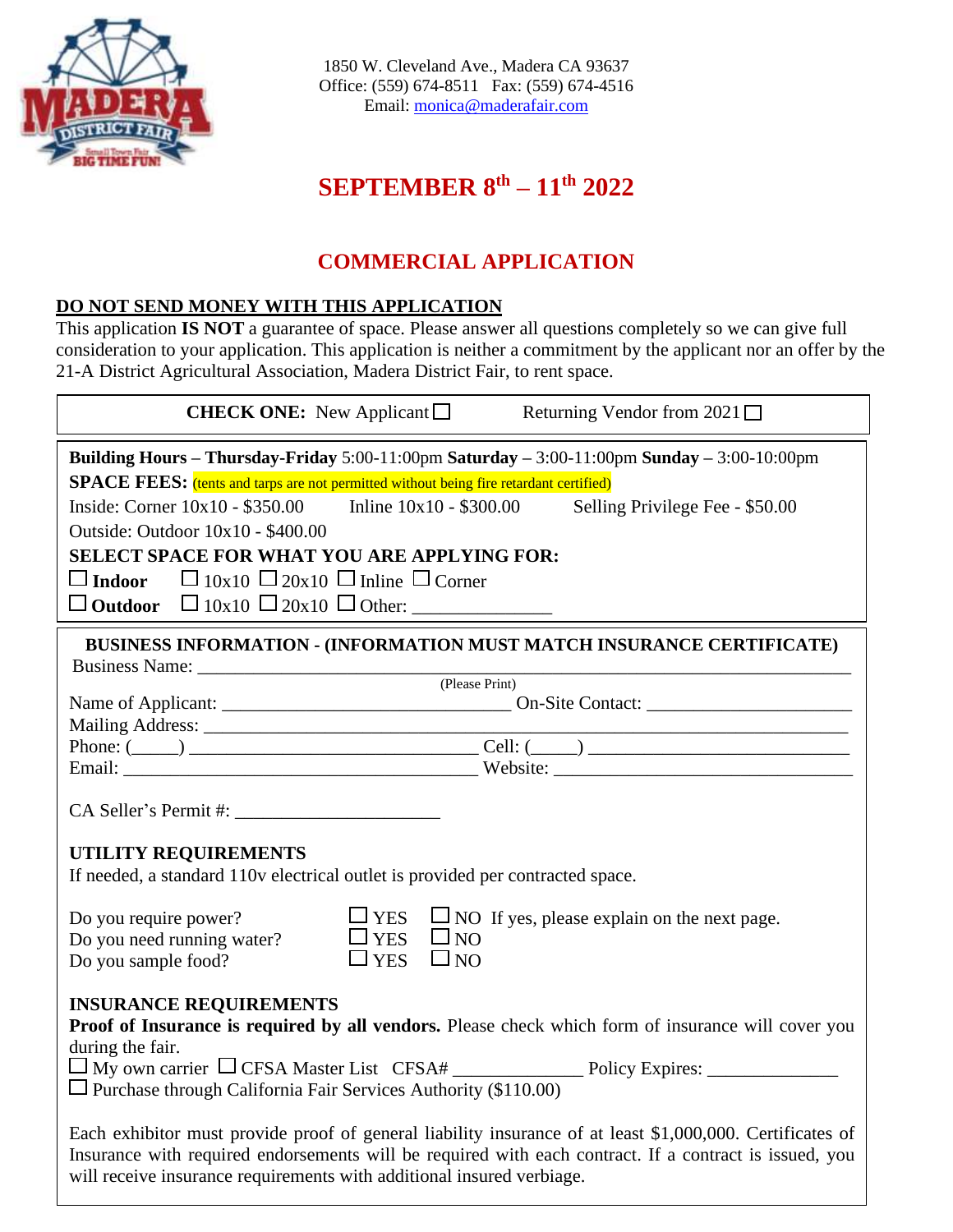1850 W. Cleveland Ave., Madera CA 93637
Office: (559) 674-8511 Fax: (559) 674-4516
Email: monica@maderafair.com

# SEPTEMBER 8th – 11th 2022

# COMMERCIAL APPLICATION

**DO NOT SEND MONEY WITH THIS APPLICATION**

This application **IS NOT** a guarantee of space. Please answer all questions completely so we can give full consideration to your application. This application is neither a commitment by the applicant nor an offer by the 21-A District Agricultural Association, Madera District Fair, to rent space.

**CHECK ONE:** New Applicant ☐ Returning Vendor from 2021 ☐

**Building Hours – Thursday-Friday** 5:00-11:00pm **Saturday** – 3:00-11:00pm **Sunday** – 3:00-10:00pm

**SPACE FEES:** (tents and tarps are not permitted without being fire retardant certified)

Inside: Corner 10x10 - $350.00 Inline 10x10 - $300.00 Selling Privilege Fee - $50.00

Outside: Outdoor 10x10 - $400.00

**SELECT SPACE FOR WHAT YOU ARE APPLYING FOR:**

☐ **Indoor** ☐ 10x10 ☐ 20x10 ☐ Inline ☐ Corner

☐ **Outdoor** ☐ 10x10 ☐ 20x10 ☐ Other: _______________

**BUSINESS INFORMATION - (INFORMATION MUST MATCH INSURANCE CERTIFICATE)**

Business Name: ________________________________________________
(Please Print)

Name of Applicant: ______________________________ On-Site Contact: ______________________

Mailing Address: ________________________________________________

Phone: (_____) ______________________________ Cell: (_____) ___________________________

Email: ____________________________________ Website: _______________________________

CA Seller's Permit #: _____________________

**UTILITY REQUIREMENTS**

If needed, a standard 110v electrical outlet is provided per contracted space.

Do you require power? ☐ YES ☐ NO If yes, please explain on the next page.

Do you need running water? ☐ YES ☐ NO

Do you sample food? ☐ YES ☐ NO

**INSURANCE REQUIREMENTS**

**Proof of Insurance is required by all vendors.** Please check which form of insurance will cover you during the fair.

☐ My own carrier ☐ CFSA Master List CFSA# ______________ Policy Expires: ______________

☐ Purchase through California Fair Services Authority ($110.00)

Each exhibitor must provide proof of general liability insurance of at least $1,000,000. Certificates of Insurance with required endorsements will be required with each contract. If a contract is issued, you will receive insurance requirements with additional insured verbiage.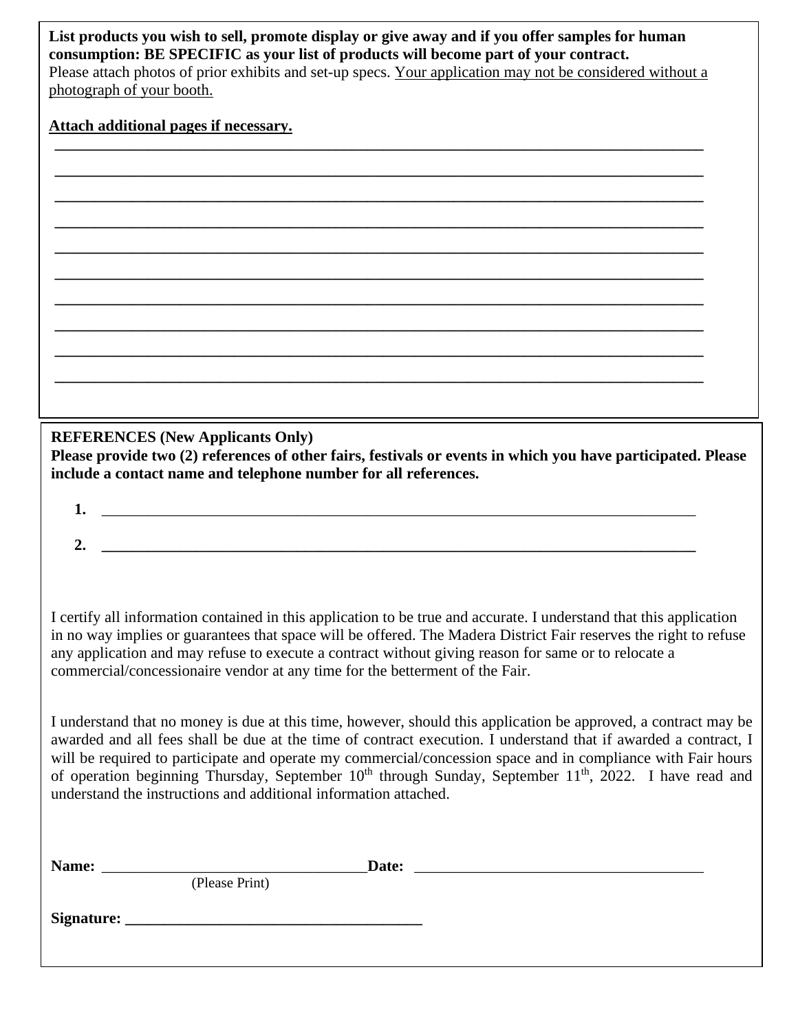**List products you wish to sell, promote display or give away and if you offer samples for human consumption: BE SPECIFIC as your list of products will become part of your contract.**
Please attach photos of prior exhibits and set-up specs. Your application may not be considered without a photograph of your booth.

**Attach additional pages if necessary.**

______________________________________________________________________________

______________________________________________________________________________

______________________________________________________________________________

______________________________________________________________________________

______________________________________________________________________________

______________________________________________________________________________

______________________________________________________________________________

______________________________________________________________________________

______________________________________________________________________________

______________________________________________________________________________

**REFERENCES (New Applicants Only)**
**Please provide two (2) references of other fairs, festivals or events in which you have participated. Please include a contact name and telephone number for all references.**

1. ____________________________________________________________________________

2. ____________________________________________________________________________

I certify all information contained in this application to be true and accurate. I understand that this application in no way implies or guarantees that space will be offered. The Madera District Fair reserves the right to refuse any application and may refuse to execute a contract without giving reason for same or to relocate a commercial/concessionaire vendor at any time for the betterment of the Fair.

I understand that no money is due at this time, however, should this application be approved, a contract may be awarded and all fees shall be due at the time of contract execution. I understand that if awarded a contract, I will be required to participate and operate my commercial/concession space and in compliance with Fair hours of operation beginning Thursday, September 10th through Sunday, September 11th, 2022. I have read and understand the instructions and additional information attached.

**Name:** ________________________________ **Date:** ____________________________________
(Please Print)

**Signature:** ______________________________________